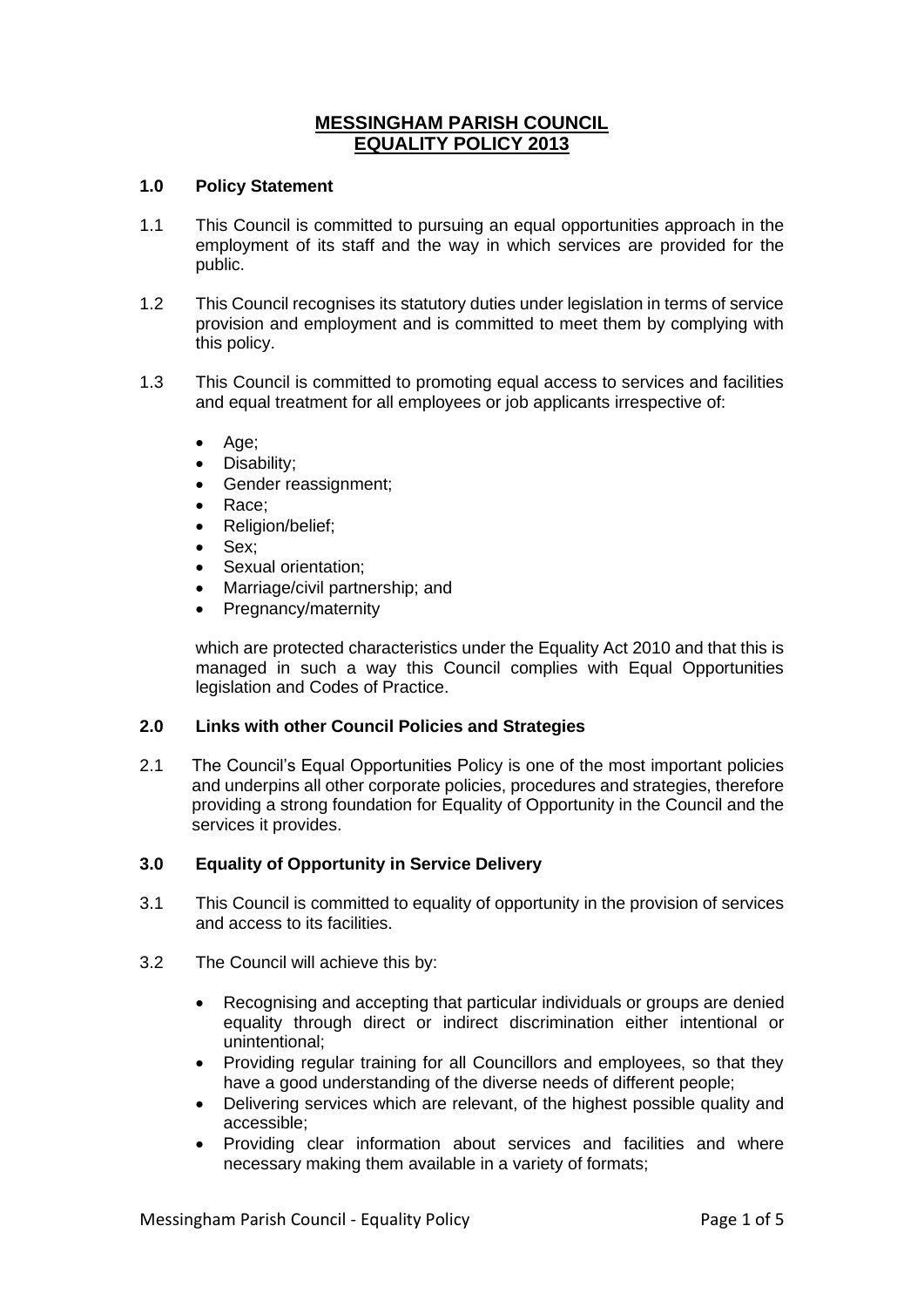# MESSINGHAM PARISH COUNCIL
# EQUALITY POLICY 2013

## 1.0 Policy Statement

1.1 This Council is committed to pursuing an equal opportunities approach in the employment of its staff and the way in which services are provided for the public.

1.2 This Council recognises its statutory duties under legislation in terms of service provision and employment and is committed to meet them by complying with this policy.

1.3 This Council is committed to promoting equal access to services and facilities and equal treatment for all employees or job applicants irrespective of:

- Age;
- Disability;
- Gender reassignment;
- Race;
- Religion/belief;
- Sex;
- Sexual orientation;
- Marriage/civil partnership; and
- Pregnancy/maternity

which are protected characteristics under the Equality Act 2010 and that this is managed in such a way this Council complies with Equal Opportunities legislation and Codes of Practice.

## 2.0 Links with other Council Policies and Strategies

2.1 The Council's Equal Opportunities Policy is one of the most important policies and underpins all other corporate policies, procedures and strategies, therefore providing a strong foundation for Equality of Opportunity in the Council and the services it provides.

## 3.0 Equality of Opportunity in Service Delivery

3.1 This Council is committed to equality of opportunity in the provision of services and access to its facilities.

3.2 The Council will achieve this by:

- Recognising and accepting that particular individuals or groups are denied equality through direct or indirect discrimination either intentional or unintentional;
- Providing regular training for all Councillors and employees, so that they have a good understanding of the diverse needs of different people;
- Delivering services which are relevant, of the highest possible quality and accessible;
- Providing clear information about services and facilities and where necessary making them available in a variety of formats;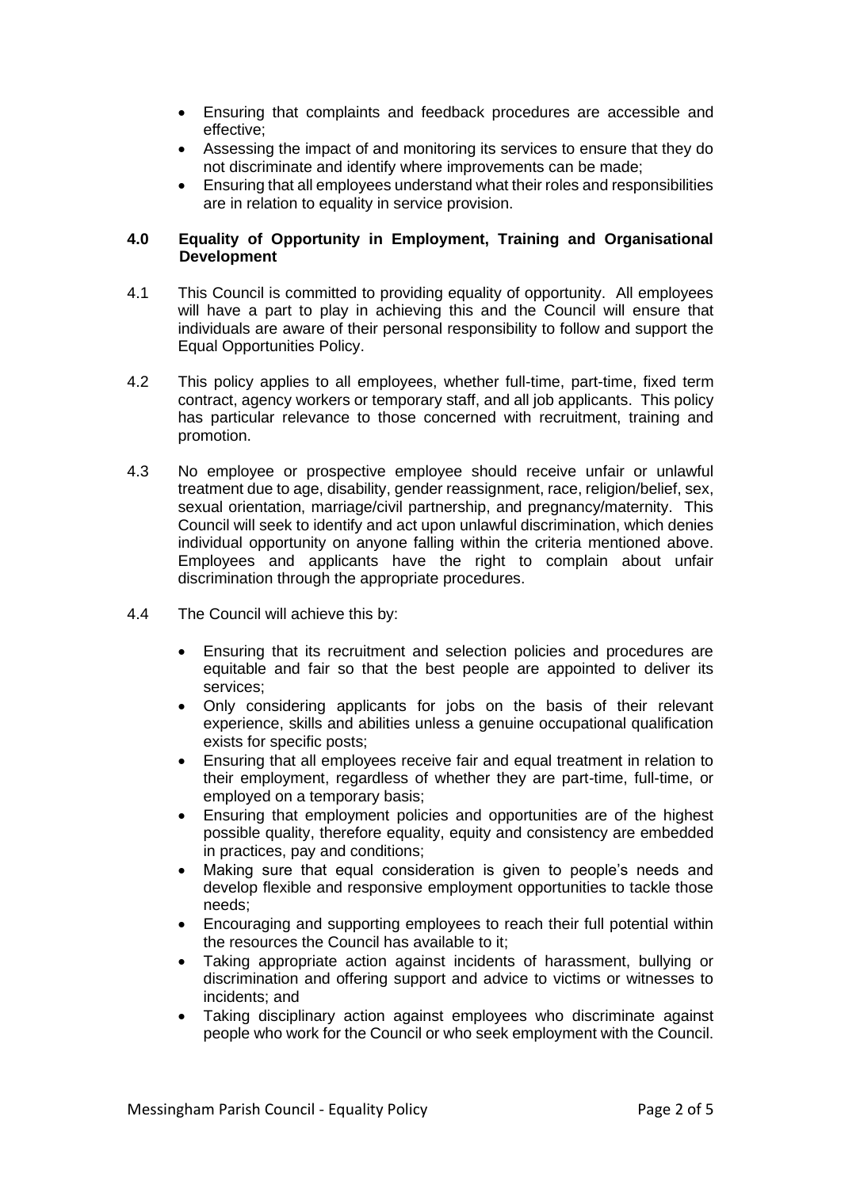- Ensuring that complaints and feedback procedures are accessible and effective;
- Assessing the impact of and monitoring its services to ensure that they do not discriminate and identify where improvements can be made;
- Ensuring that all employees understand what their roles and responsibilities are in relation to equality in service provision.

## 4.0 Equality of Opportunity in Employment, Training and Organisational Development

4.1 This Council is committed to providing equality of opportunity. All employees will have a part to play in achieving this and the Council will ensure that individuals are aware of their personal responsibility to follow and support the Equal Opportunities Policy.

4.2 This policy applies to all employees, whether full-time, part-time, fixed term contract, agency workers or temporary staff, and all job applicants. This policy has particular relevance to those concerned with recruitment, training and promotion.

4.3 No employee or prospective employee should receive unfair or unlawful treatment due to age, disability, gender reassignment, race, religion/belief, sex, sexual orientation, marriage/civil partnership, and pregnancy/maternity. This Council will seek to identify and act upon unlawful discrimination, which denies individual opportunity on anyone falling within the criteria mentioned above. Employees and applicants have the right to complain about unfair discrimination through the appropriate procedures.

4.4 The Council will achieve this by:

- Ensuring that its recruitment and selection policies and procedures are equitable and fair so that the best people are appointed to deliver its services;
- Only considering applicants for jobs on the basis of their relevant experience, skills and abilities unless a genuine occupational qualification exists for specific posts;
- Ensuring that all employees receive fair and equal treatment in relation to their employment, regardless of whether they are part-time, full-time, or employed on a temporary basis;
- Ensuring that employment policies and opportunities are of the highest possible quality, therefore equality, equity and consistency are embedded in practices, pay and conditions;
- Making sure that equal consideration is given to people's needs and develop flexible and responsive employment opportunities to tackle those needs;
- Encouraging and supporting employees to reach their full potential within the resources the Council has available to it;
- Taking appropriate action against incidents of harassment, bullying or discrimination and offering support and advice to victims or witnesses to incidents; and
- Taking disciplinary action against employees who discriminate against people who work for the Council or who seek employment with the Council.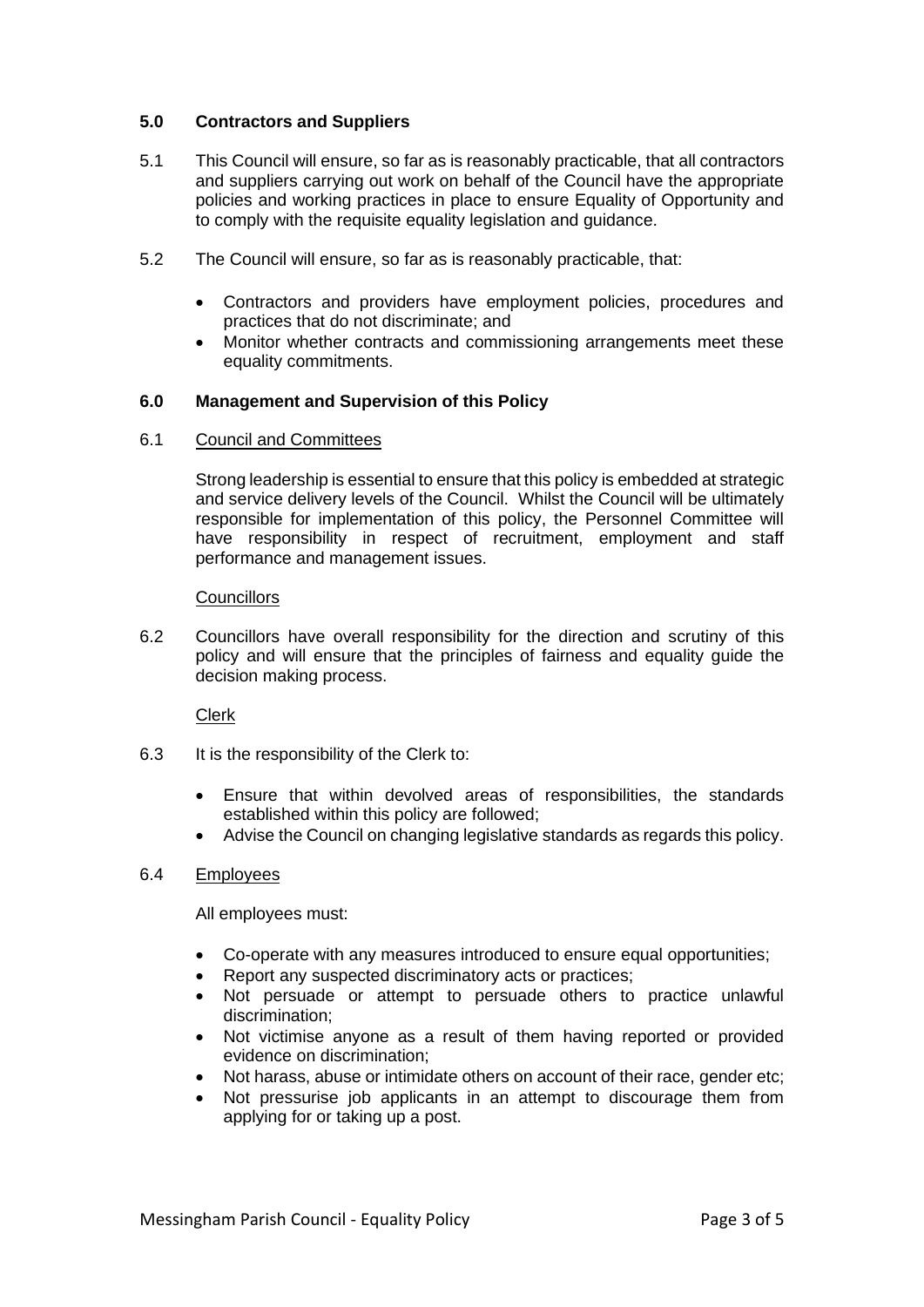## 5.0 Contractors and Suppliers

5.1 This Council will ensure, so far as is reasonably practicable, that all contractors and suppliers carrying out work on behalf of the Council have the appropriate policies and working practices in place to ensure Equality of Opportunity and to comply with the requisite equality legislation and guidance.

5.2 The Council will ensure, so far as is reasonably practicable, that:

- Contractors and providers have employment policies, procedures and practices that do not discriminate; and
- Monitor whether contracts and commissioning arrangements meet these equality commitments.

## 6.0 Management and Supervision of this Policy

6.1 Council and Committees

Strong leadership is essential to ensure that this policy is embedded at strategic and service delivery levels of the Council. Whilst the Council will be ultimately responsible for implementation of this policy, the Personnel Committee will have responsibility in respect of recruitment, employment and staff performance and management issues.

Councillors

6.2 Councillors have overall responsibility for the direction and scrutiny of this policy and will ensure that the principles of fairness and equality guide the decision making process.

Clerk

6.3 It is the responsibility of the Clerk to:

- Ensure that within devolved areas of responsibilities, the standards established within this policy are followed;
- Advise the Council on changing legislative standards as regards this policy.

6.4 Employees

All employees must:

- Co-operate with any measures introduced to ensure equal opportunities;
- Report any suspected discriminatory acts or practices;
- Not persuade or attempt to persuade others to practice unlawful discrimination;
- Not victimise anyone as a result of them having reported or provided evidence on discrimination;
- Not harass, abuse or intimidate others on account of their race, gender etc;
- Not pressurise job applicants in an attempt to discourage them from applying for or taking up a post.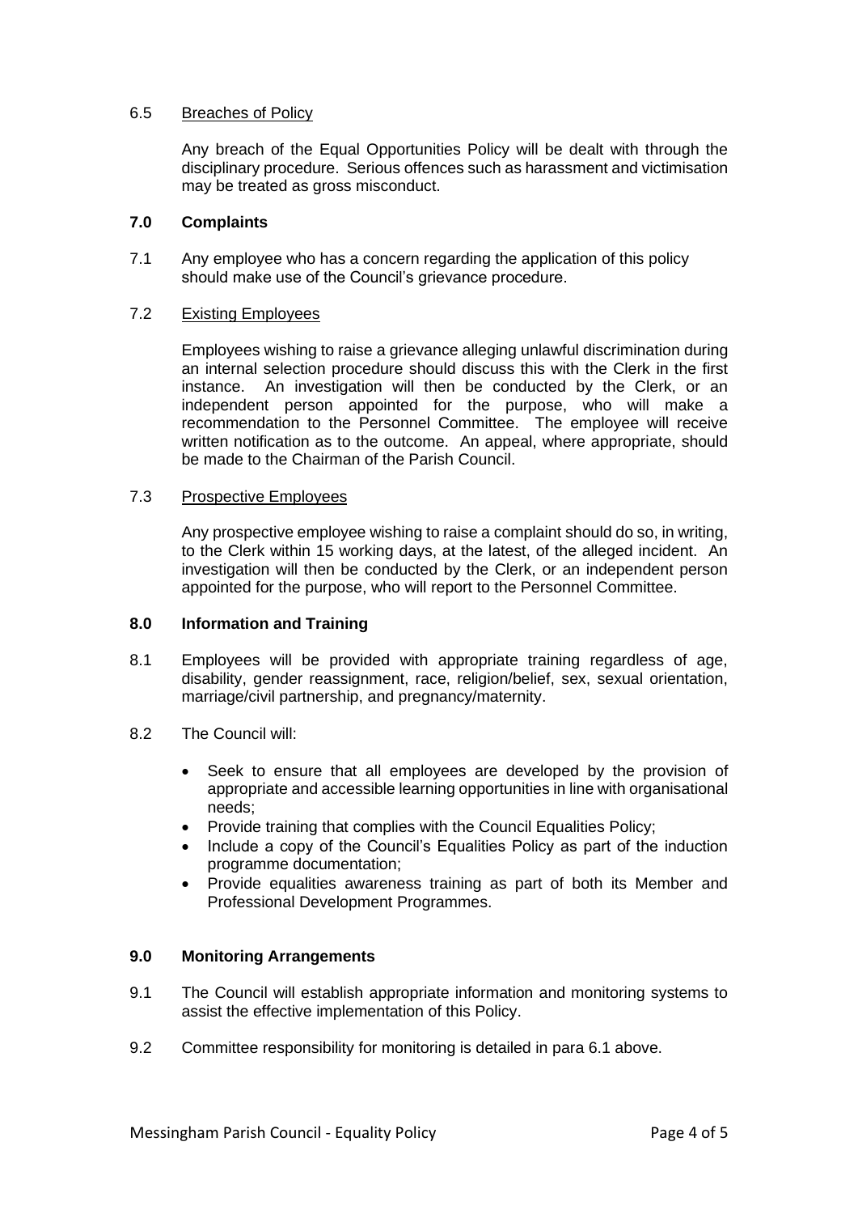### 6.5 Breaches of Policy

Any breach of the Equal Opportunities Policy will be dealt with through the disciplinary procedure. Serious offences such as harassment and victimisation may be treated as gross misconduct.

## 7.0 Complaints

7.1 Any employee who has a concern regarding the application of this policy should make use of the Council's grievance procedure.

### 7.2 Existing Employees

Employees wishing to raise a grievance alleging unlawful discrimination during an internal selection procedure should discuss this with the Clerk in the first instance. An investigation will then be conducted by the Clerk, or an independent person appointed for the purpose, who will make a recommendation to the Personnel Committee. The employee will receive written notification as to the outcome. An appeal, where appropriate, should be made to the Chairman of the Parish Council.

### 7.3 Prospective Employees

Any prospective employee wishing to raise a complaint should do so, in writing, to the Clerk within 15 working days, at the latest, of the alleged incident. An investigation will then be conducted by the Clerk, or an independent person appointed for the purpose, who will report to the Personnel Committee.

## 8.0 Information and Training

8.1 Employees will be provided with appropriate training regardless of age, disability, gender reassignment, race, religion/belief, sex, sexual orientation, marriage/civil partnership, and pregnancy/maternity.

8.2 The Council will:

- Seek to ensure that all employees are developed by the provision of appropriate and accessible learning opportunities in line with organisational needs;
- Provide training that complies with the Council Equalities Policy;
- Include a copy of the Council's Equalities Policy as part of the induction programme documentation;
- Provide equalities awareness training as part of both its Member and Professional Development Programmes.

## 9.0 Monitoring Arrangements

9.1 The Council will establish appropriate information and monitoring systems to assist the effective implementation of this Policy.

9.2 Committee responsibility for monitoring is detailed in para 6.1 above.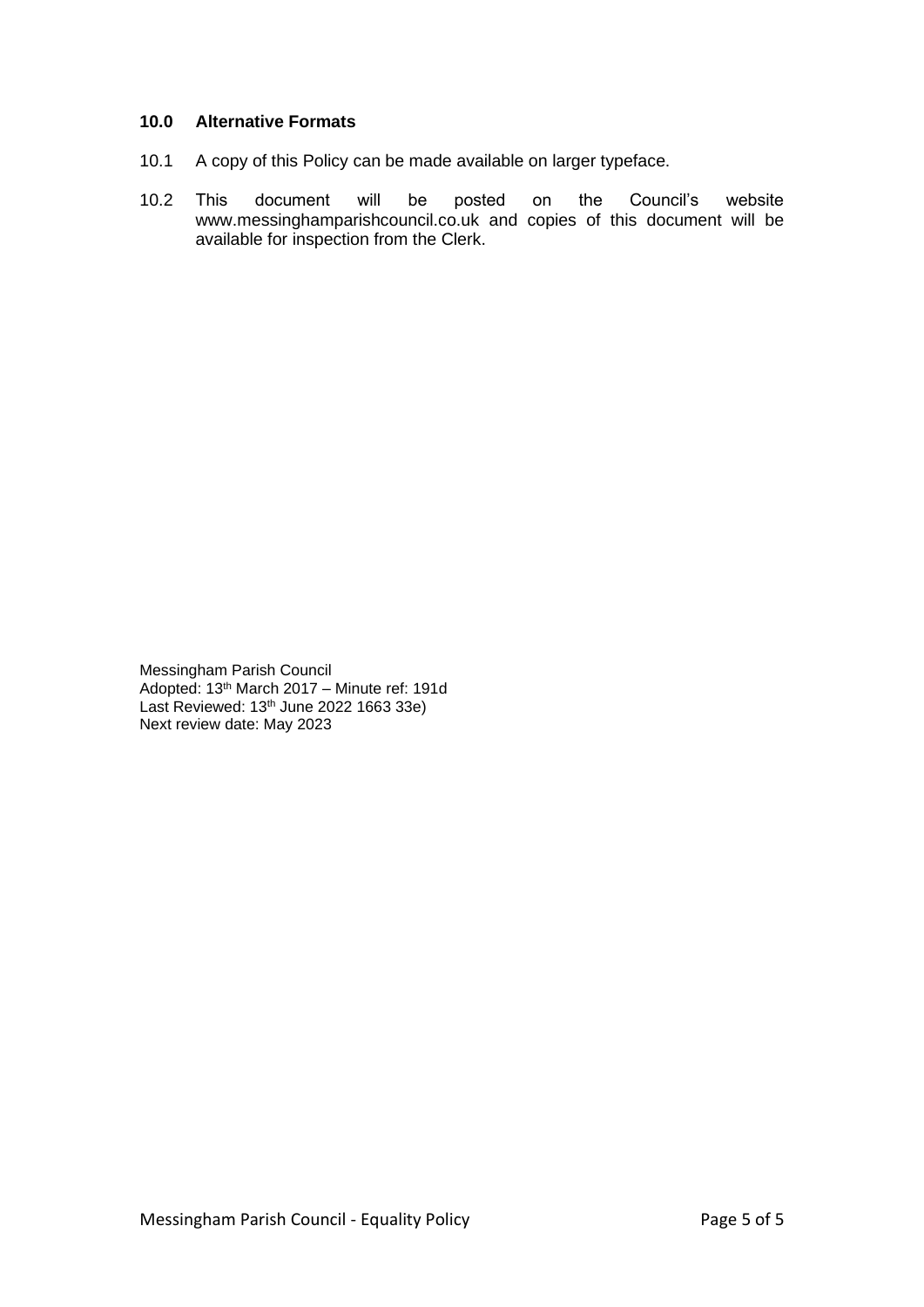## 10.0 Alternative Formats

10.1 A copy of this Policy can be made available on larger typeface.

10.2 This document will be posted on the Council's website www.messinghamparishcouncil.co.uk and copies of this document will be available for inspection from the Clerk.

Messingham Parish Council
Adopted: 13th March 2017 – Minute ref: 191d
Last Reviewed: 13th June 2022 1663 33e)
Next review date: May 2023